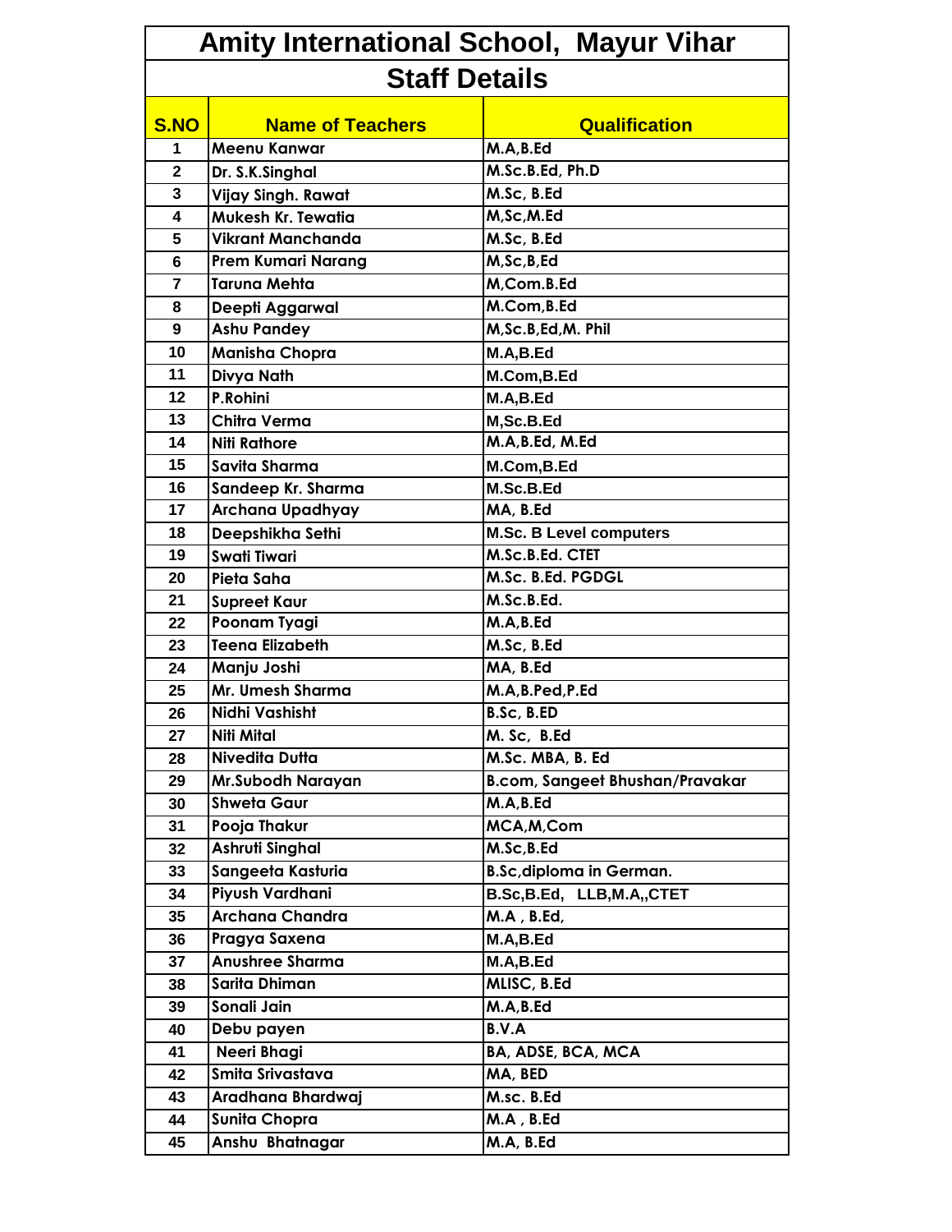# Amity International School, Mayur Vihar

## Staff Details

| S.NO | Name of Teachers | Qualification |
|---|---|---|
| 1 | Meenu Kanwar | M.A,B.Ed |
| 2 | Dr. S.K.Singhal | M.Sc.B.Ed, Ph.D |
| 3 | Vijay Singh. Rawat | M.Sc, B.Ed |
| 4 | Mukesh Kr. Tewatia | M,Sc,M.Ed |
| 5 | Vikrant Manchanda | M.Sc, B.Ed |
| 6 | Prem Kumari Narang | M,Sc,B,Ed |
| 7 | Taruna Mehta | M,Com.B.Ed |
| 8 | Deepti Aggarwal | M.Com,B.Ed |
| 9 | Ashu Pandey | M,Sc.B,Ed,M. Phil |
| 10 | Manisha Chopra | M.A,B.Ed |
| 11 | Divya Nath | M.Com,B.Ed |
| 12 | P.Rohini | M.A,B.Ed |
| 13 | Chitra Verma | M,Sc.B.Ed |
| 14 | Niti Rathore | M.A,B.Ed, M.Ed |
| 15 | Savita Sharma | M.Com,B.Ed |
| 16 | Sandeep Kr. Sharma | M.Sc.B.Ed |
| 17 | Archana Upadhyay | MA, B.Ed |
| 18 | Deepshikha Sethi | M.Sc. B Level computers |
| 19 | Swati Tiwari | M.Sc.B.Ed. CTET |
| 20 | Pieta Saha | M.Sc. B.Ed. PGDGL |
| 21 | Supreet Kaur | M.Sc.B.Ed. |
| 22 | Poonam Tyagi | M.A,B.Ed |
| 23 | Teena Elizabeth | M.Sc, B.Ed |
| 24 | Manju Joshi | MA, B.Ed |
| 25 | Mr. Umesh Sharma | M.A,B.Ped,P.Ed |
| 26 | Nidhi Vashisht | B.Sc, B.ED |
| 27 | Niti Mital | M. Sc, B.Ed |
| 28 | Nivedita Dutta | M.Sc. MBA, B. Ed |
| 29 | Mr.Subodh Narayan | B.com, Sangeet Bhushan/Pravakar |
| 30 | Shweta Gaur | M.A,B.Ed |
| 31 | Pooja Thakur | MCA,M,Com |
| 32 | Ashruti Singhal | M.Sc,B.Ed |
| 33 | Sangeeta Kasturia | B.Sc,diploma in German. |
| 34 | Piyush Vardhani | B.Sc,B.Ed, LLB,M.A,,CTET |
| 35 | Archana Chandra | M.A , B.Ed, |
| 36 | Pragya Saxena | M.A,B.Ed |
| 37 | Anushree Sharma | M.A,B.Ed |
| 38 | Sarita Dhiman | MLISC, B.Ed |
| 39 | Sonali Jain | M.A,B.Ed |
| 40 | Debu payen | B.V.A |
| 41 | Neeri Bhagi | BA, ADSE, BCA, MCA |
| 42 | Smita Srivastava | MA, BED |
| 43 | Aradhana Bhardwaj | M.sc. B.Ed |
| 44 | Sunita Chopra | M.A , B.Ed |
| 45 | Anshu Bhatnagar | M.A, B.Ed |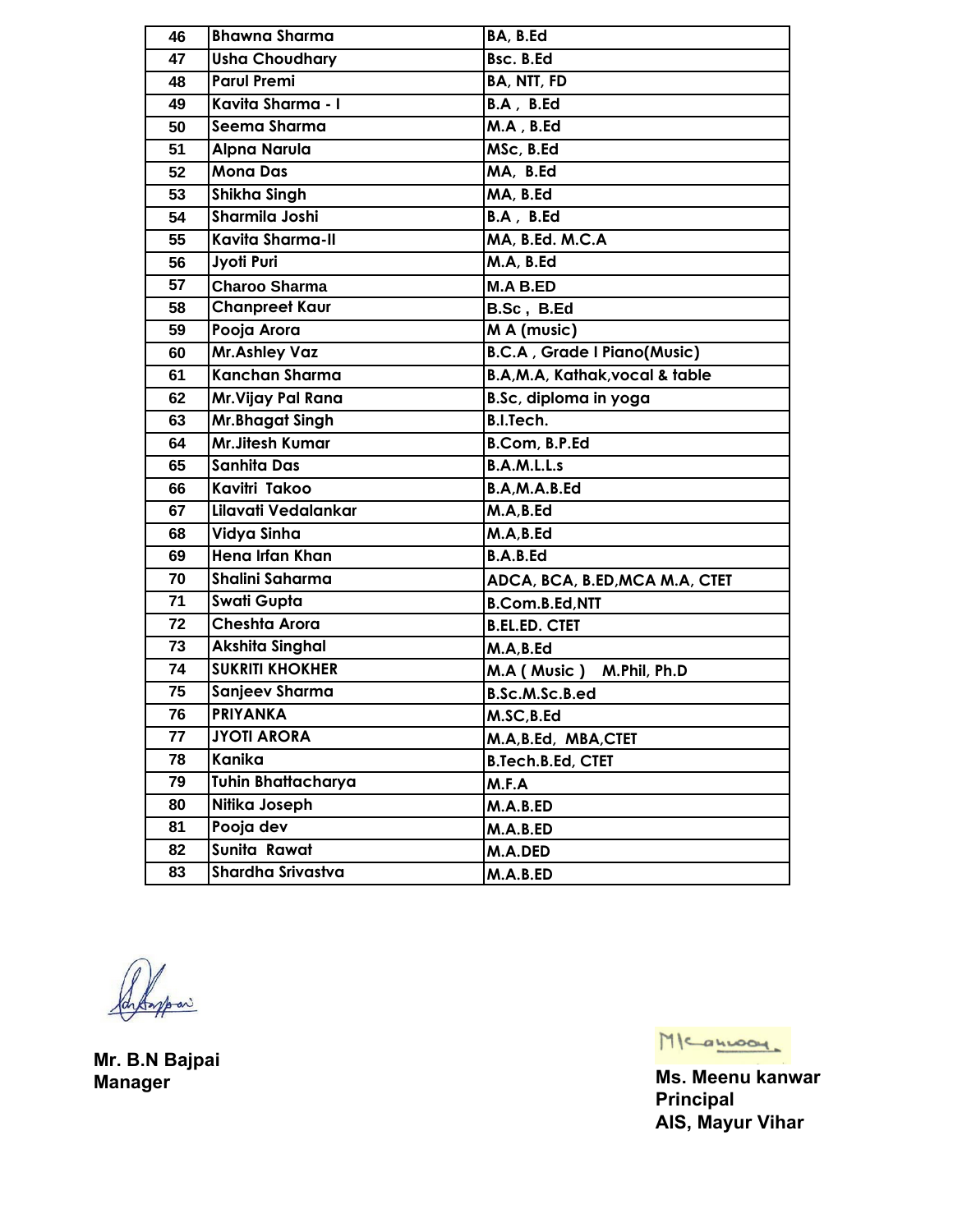| | | |
|---|---|---|
| 46 | Bhawna Sharma | BA, B.Ed |
| 47 | Usha Choudhary | Bsc. B.Ed |
| 48 | Parul Premi | BA, NTT, FD |
| 49 | Kavita Sharma - I | B.A , B.Ed |
| 50 | Seema Sharma | M.A , B.Ed |
| 51 | Alpna Narula | MSc, B.Ed |
| 52 | Mona Das | MA, B.Ed |
| 53 | Shikha Singh | MA, B.Ed |
| 54 | Sharmila Joshi | B.A , B.Ed |
| 55 | Kavita Sharma-II | MA, B.Ed. M.C.A |
| 56 | Jyoti Puri | M.A, B.Ed |
| 57 | Charoo Sharma | M.A B.ED |
| 58 | Chanpreet Kaur | B.Sc , B.Ed |
| 59 | Pooja Arora | M A (music) |
| 60 | Mr.Ashley Vaz | B.C.A , Grade I Piano(Music) |
| 61 | Kanchan Sharma | B.A,M.A, Kathak,vocal & table |
| 62 | Mr.Vijay Pal Rana | B.Sc, diploma in yoga |
| 63 | Mr.Bhagat Singh | B.I.Tech. |
| 64 | Mr.Jitesh Kumar | B.Com, B.P.Ed |
| 65 | Sanhita Das | B.A.M.L.L.s |
| 66 | Kavitri Takoo | B.A,M.A.B.Ed |
| 67 | Lilavati Vedalankar | M.A,B.Ed |
| 68 | Vidya Sinha | M.A,B.Ed |
| 69 | Hena Irfan Khan | B.A.B.Ed |
| 70 | Shalini Saharma | ADCA, BCA, B.ED,MCA M.A, CTET |
| 71 | Swati Gupta | B.Com.B.Ed,NTT |
| 72 | Cheshta Arora | B.EL.ED. CTET |
| 73 | Akshita Singhal | M.A,B.Ed |
| 74 | SUKRITI KHOKHER | M.A ( Music ) M.Phil, Ph.D |
| 75 | Sanjeev Sharma | B.Sc.M.Sc.B.ed |
| 76 | PRIYANKA | M.SC,B.Ed |
| 77 | JYOTI ARORA | M.A,B.Ed, MBA,CTET |
| 78 | Kanika | B.Tech.B.Ed, CTET |
| 79 | Tuhin Bhattacharya | M.F.A |
| 80 | Nitika Joseph | M.A.B.ED |
| 81 | Pooja dev | M.A.B.ED |
| 82 | Sunita Rawat | M.A.DED |
| 83 | Shardha Srivastva | M.A.B.ED |

**Mr. B.N Bajpai**
**Manager**

**Ms. Meenu kanwar**
**Principal**
**AIS, Mayur Vihar**